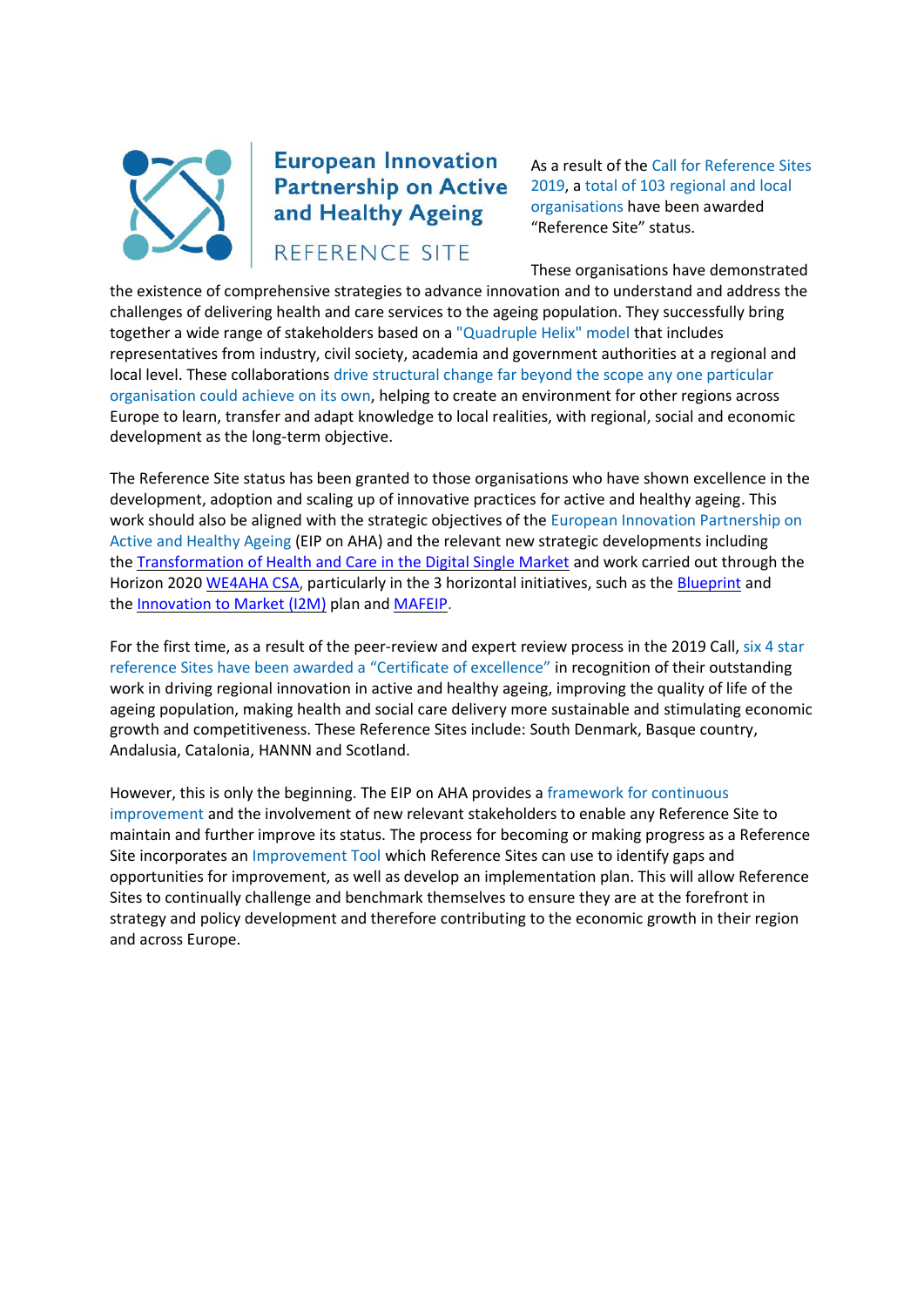# European Innovation Partnership on Active and Healthy Ageing

## REFERENCE SITE

As a result of the Call for Reference Sites 2019, a total of 103 regional and local organisations have been awarded "Reference Site" status.

These organisations have demonstrated the existence of comprehensive strategies to advance innovation and to understand and address the challenges of delivering health and care services to the ageing population. They successfully bring together a wide range of stakeholders based on a "Quadruple Helix" model that includes representatives from industry, civil society, academia and government authorities at a regional and local level. These collaborations drive structural change far beyond the scope any one particular organisation could achieve on its own, helping to create an environment for other regions across Europe to learn, transfer and adapt knowledge to local realities, with regional, social and economic development as the long-term objective.

The Reference Site status has been granted to those organisations who have shown excellence in the development, adoption and scaling up of innovative practices for active and healthy ageing. This work should also be aligned with the strategic objectives of the European Innovation Partnership on Active and Healthy Ageing (EIP on AHA) and the relevant new strategic developments including the Transformation of Health and Care in the Digital Single Market and work carried out through the Horizon 2020 WE4AHA CSA, particularly in the 3 horizontal initiatives, such as the Blueprint and the Innovation to Market (I2M) plan and MAFEIP.

For the first time, as a result of the peer-review and expert review process in the 2019 Call, six 4 star reference Sites have been awarded a "Certificate of excellence" in recognition of their outstanding work in driving regional innovation in active and healthy ageing, improving the quality of life of the ageing population, making health and social care delivery more sustainable and stimulating economic growth and competitiveness. These Reference Sites include: South Denmark, Basque country, Andalusia, Catalonia, HANNN and Scotland.

However, this is only the beginning. The EIP on AHA provides a framework for continuous improvement and the involvement of new relevant stakeholders to enable any Reference Site to maintain and further improve its status. The process for becoming or making progress as a Reference Site incorporates an Improvement Tool which Reference Sites can use to identify gaps and opportunities for improvement, as well as develop an implementation plan. This will allow Reference Sites to continually challenge and benchmark themselves to ensure they are at the forefront in strategy and policy development and therefore contributing to the economic growth in their region and across Europe.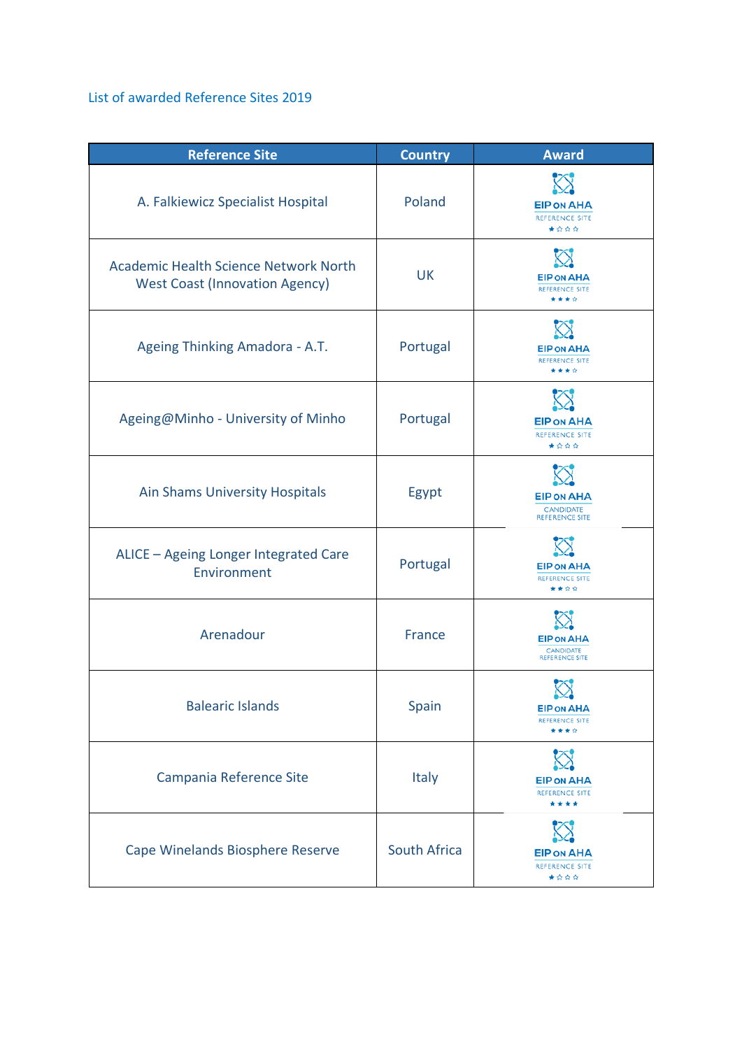List of awarded Reference Sites 2019

| Reference Site | Country | Award |
|---|---|---|
| A. Falkiewicz Specialist Hospital | Poland | EIP ON AHA REFERENCE SITE ★☆☆☆ |
| Academic Health Science Network North West Coast (Innovation Agency) | UK | EIP ON AHA REFERENCE SITE ★★★☆ |
| Ageing Thinking Amadora - A.T. | Portugal | EIP ON AHA REFERENCE SITE ★★★☆ |
| Ageing@Minho - University of Minho | Portugal | EIP ON AHA REFERENCE SITE ★☆☆☆ |
| Ain Shams University Hospitals | Egypt | EIP ON AHA CANDIDATE REFERENCE SITE |
| ALICE – Ageing Longer Integrated Care Environment | Portugal | EIP ON AHA REFERENCE SITE ★★☆☆ |
| Arenadour | France | EIP ON AHA CANDIDATE REFERENCE SITE |
| Balearic Islands | Spain | EIP ON AHA REFERENCE SITE ★★★☆ |
| Campania Reference Site | Italy | EIP ON AHA REFERENCE SITE ★★★★ |
| Cape Winelands Biosphere Reserve | South Africa | EIP ON AHA REFERENCE SITE ★☆☆☆ |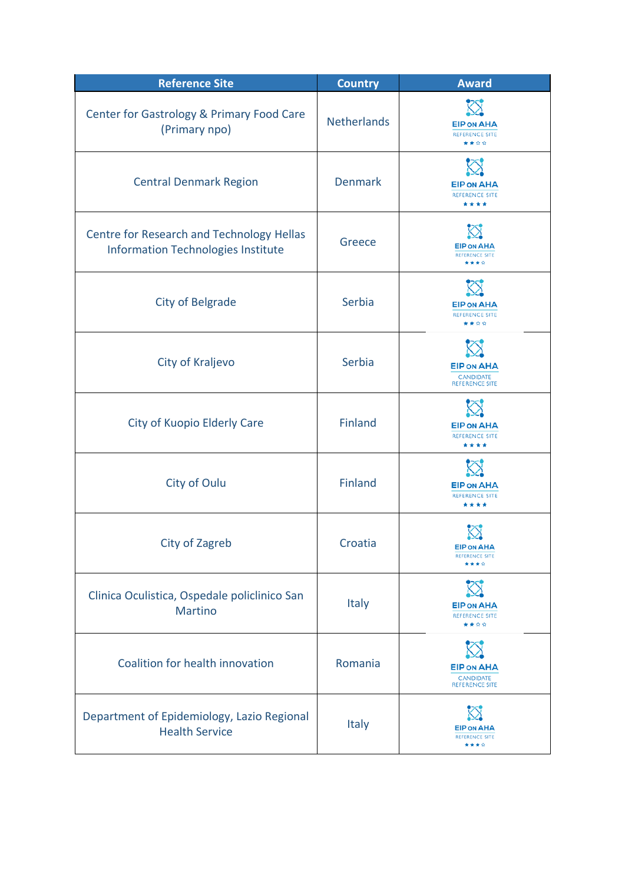| Reference Site | Country | Award |
|---|---|---|
| Center for Gastrology & Primary Food Care (Primary npo) | Netherlands | EIP ON AHA REFERENCE SITE ★★☆☆ |
| Central Denmark Region | Denmark | EIP ON AHA REFERENCE SITE ★★★★ |
| Centre for Research and Technology Hellas Information Technologies Institute | Greece | EIP ON AHA REFERENCE SITE ★★★☆ |
| City of Belgrade | Serbia | EIP ON AHA REFERENCE SITE ★★☆☆ |
| City of Kraljevo | Serbia | EIP ON AHA CANDIDATE REFERENCE SITE |
| City of Kuopio Elderly Care | Finland | EIP ON AHA REFERENCE SITE ★★★★ |
| City of Oulu | Finland | EIP ON AHA REFERENCE SITE ★★★★ |
| City of Zagreb | Croatia | EIP ON AHA REFERENCE SITE ★★★☆ |
| Clinica Oculistica, Ospedale policlinico San Martino | Italy | EIP ON AHA REFERENCE SITE ★★☆☆ |
| Coalition for health innovation | Romania | EIP ON AHA CANDIDATE REFERENCE SITE |
| Department of Epidemiology, Lazio Regional Health Service | Italy | EIP ON AHA REFERENCE SITE ★★★☆ |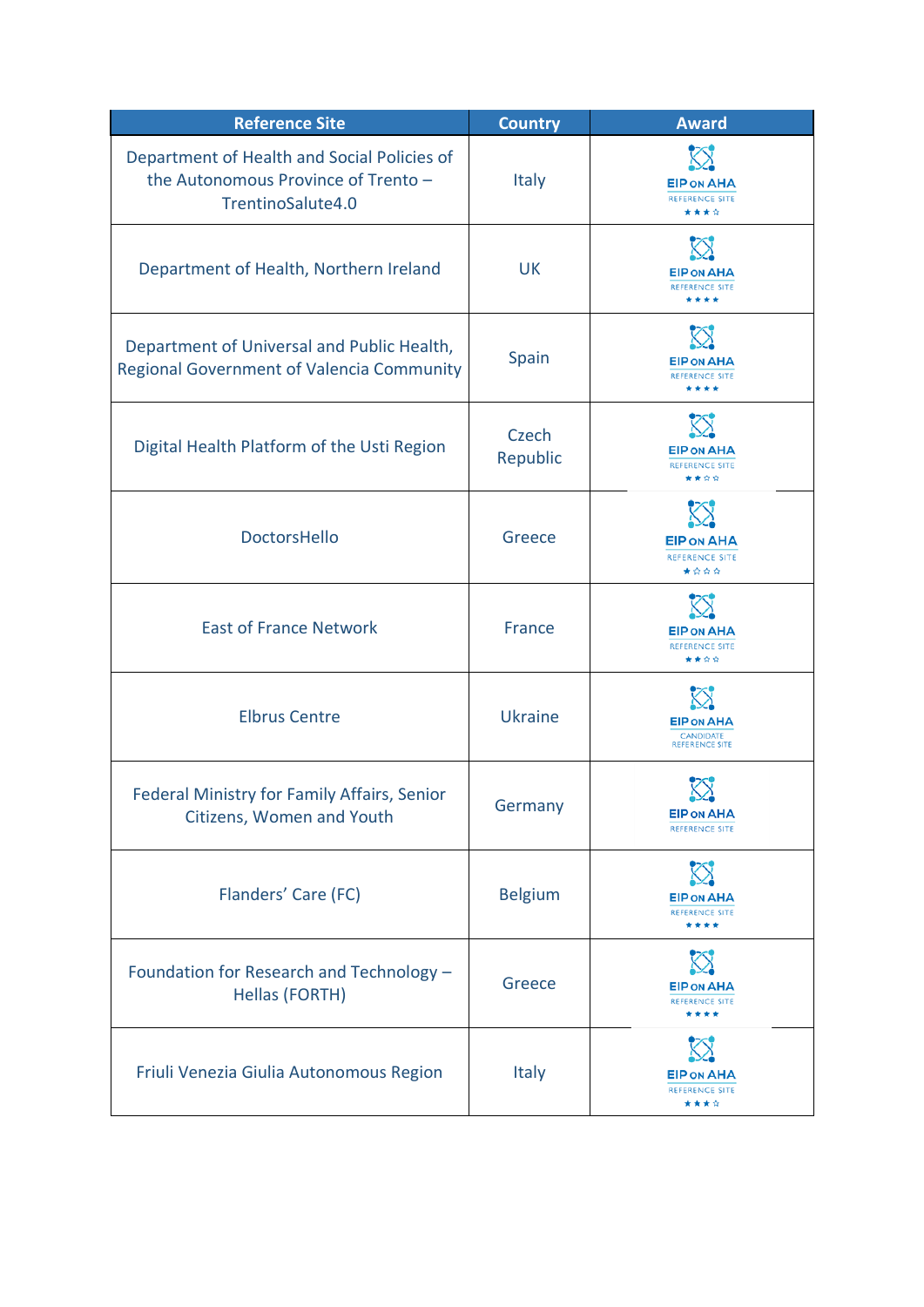| Reference Site | Country | Award |
|---|---|---|
| Department of Health and Social Policies of the Autonomous Province of Trento – TrentinoSalute4.0 | Italy | EIP on AHA REFERENCE SITE ★★★☆ |
| Department of Health, Northern Ireland | UK | EIP on AHA REFERENCE SITE ★★★★ |
| Department of Universal and Public Health, Regional Government of Valencia Community | Spain | EIP on AHA REFERENCE SITE ★★★★ |
| Digital Health Platform of the Usti Region | Czech Republic | EIP on AHA REFERENCE SITE ★★☆☆ |
| DoctorsHello | Greece | EIP on AHA REFERENCE SITE ★☆☆☆ |
| East of France Network | France | EIP on AHA REFERENCE SITE ★★☆☆ |
| Elbrus Centre | Ukraine | EIP on AHA CANDIDATE REFERENCE SITE |
| Federal Ministry for Family Affairs, Senior Citizens, Women and Youth | Germany | EIP on AHA REFERENCE SITE |
| Flanders' Care (FC) | Belgium | EIP on AHA REFERENCE SITE ★★★★ |
| Foundation for Research and Technology – Hellas (FORTH) | Greece | EIP on AHA REFERENCE SITE ★★★★ |
| Friuli Venezia Giulia Autonomous Region | Italy | EIP on AHA REFERENCE SITE ★★★☆ |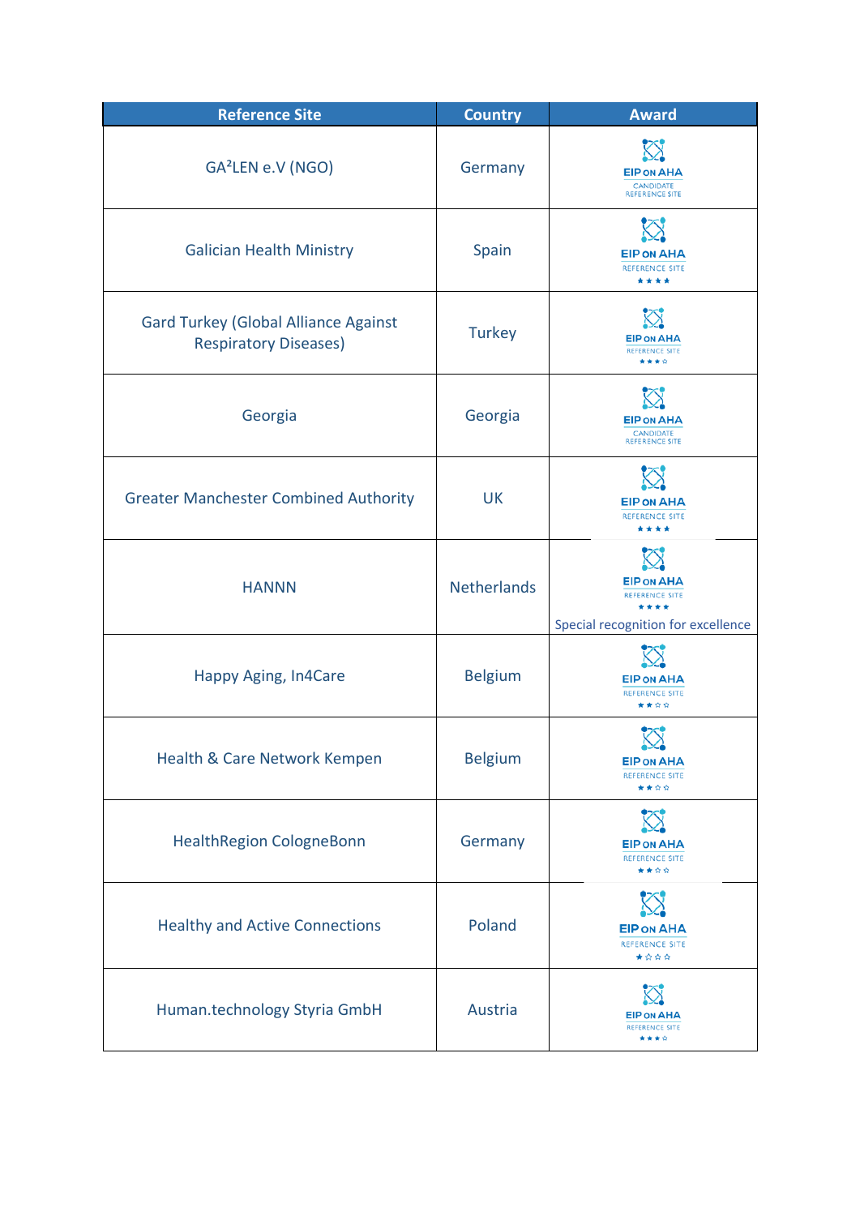| Reference Site | Country | Award |
| --- | --- | --- |
| GA²LEN e.V (NGO) | Germany | EIP ON AHA CANDIDATE REFERENCE SITE |
| Galician Health Ministry | Spain | EIP ON AHA REFERENCE SITE ★★★★ |
| Gard Turkey (Global Alliance Against Respiratory Diseases) | Turkey | EIP ON AHA REFERENCE SITE ★★★☆ |
| Georgia | Georgia | EIP ON AHA CANDIDATE REFERENCE SITE |
| Greater Manchester Combined Authority | UK | EIP ON AHA REFERENCE SITE ★★★★ |
| HANNN | Netherlands | EIP ON AHA REFERENCE SITE ★★★★ Special recognition for excellence |
| Happy Aging, In4Care | Belgium | EIP ON AHA REFERENCE SITE ★★☆☆ |
| Health & Care Network Kempen | Belgium | EIP ON AHA REFERENCE SITE ★★☆☆ |
| HealthRegion CologneBonn | Germany | EIP ON AHA REFERENCE SITE ★★☆☆ |
| Healthy and Active Connections | Poland | EIP ON AHA REFERENCE SITE ★☆☆☆ |
| Human.technology Styria GmbH | Austria | EIP ON AHA REFERENCE SITE ★★★☆ |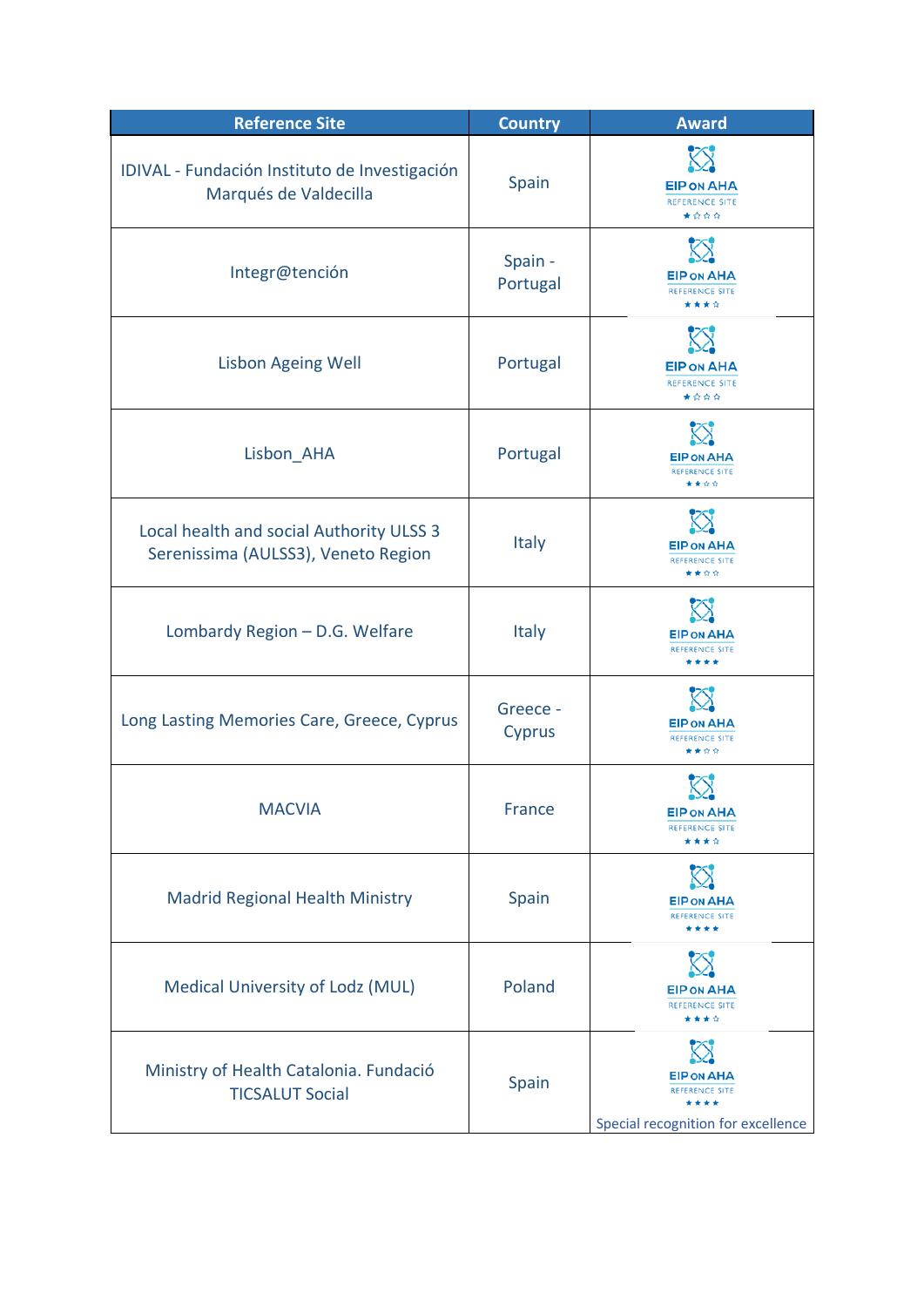| Reference Site | Country | Award |
|---|---|---|
| IDIVAL - Fundación Instituto de Investigación Marqués de Valdecilla | Spain | EIP ON AHA REFERENCE SITE ★☆☆☆ |
| Integr@tención | Spain - Portugal | EIP ON AHA REFERENCE SITE ★★★☆ |
| Lisbon Ageing Well | Portugal | EIP ON AHA REFERENCE SITE ★☆☆☆ |
| Lisbon_AHA | Portugal | EIP ON AHA REFERENCE SITE ★★☆☆ |
| Local health and social Authority ULSS 3 Serenissima (AULSS3), Veneto Region | Italy | EIP ON AHA REFERENCE SITE ★★☆☆ |
| Lombardy Region – D.G. Welfare | Italy | EIP ON AHA REFERENCE SITE ★★★★ |
| Long Lasting Memories Care, Greece, Cyprus | Greece - Cyprus | EIP ON AHA REFERENCE SITE ★★☆☆ |
| MACVIA | France | EIP ON AHA REFERENCE SITE ★★★☆ |
| Madrid Regional Health Ministry | Spain | EIP ON AHA REFERENCE SITE ★★★★ |
| Medical University of Lodz (MUL) | Poland | EIP ON AHA REFERENCE SITE ★★★☆ |
| Ministry of Health Catalonia. Fundació TICSALUT Social | Spain | EIP ON AHA REFERENCE SITE ★★★★ Special recognition for excellence |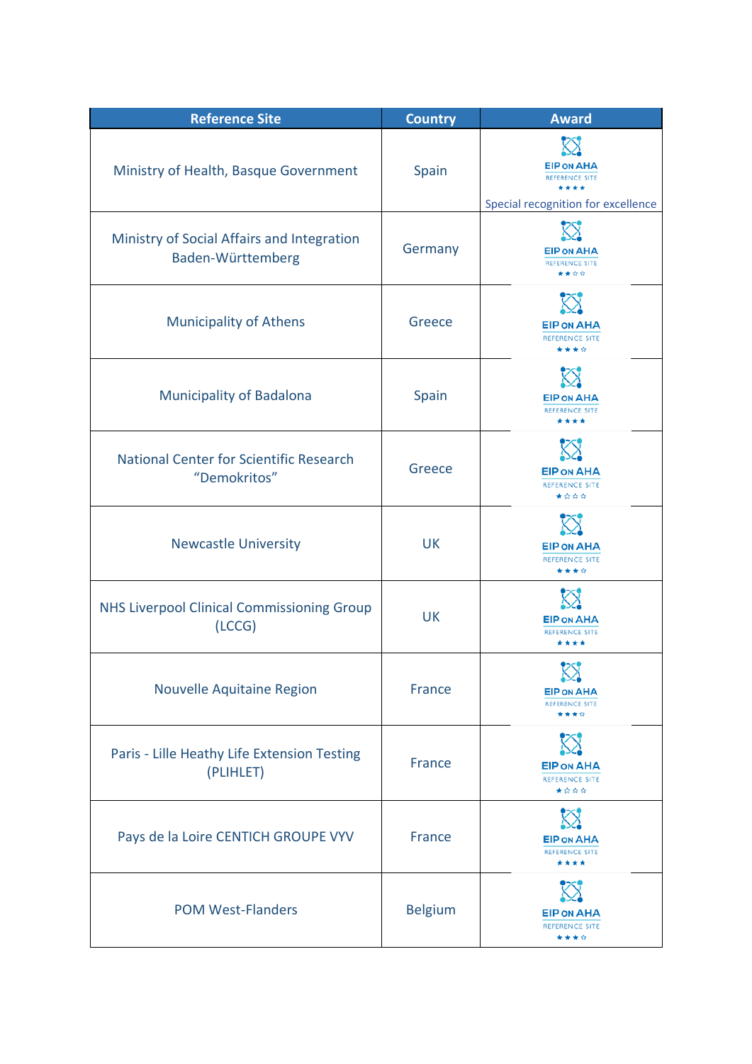| Reference Site | Country | Award |
| --- | --- | --- |
| Ministry of Health, Basque Government | Spain | EIP on AHA Reference Site ★★★★ Special recognition for excellence |
| Ministry of Social Affairs and Integration Baden-Württemberg | Germany | EIP on AHA Reference Site ★★☆☆ |
| Municipality of Athens | Greece | EIP on AHA Reference Site ★★★☆ |
| Municipality of Badalona | Spain | EIP on AHA Reference Site ★★★★ |
| National Center for Scientific Research "Demokritos" | Greece | EIP on AHA Reference Site ★☆☆☆ |
| Newcastle University | UK | EIP on AHA Reference Site ★★★☆ |
| NHS Liverpool Clinical Commissioning Group (LCCG) | UK | EIP on AHA Reference Site ★★★★ |
| Nouvelle Aquitaine Region | France | EIP on AHA Reference Site ★★★☆ |
| Paris - Lille Heathy Life Extension Testing (PLIHLET) | France | EIP on AHA Reference Site ★☆☆☆ |
| Pays de la Loire CENTICH GROUPE VYV | France | EIP on AHA Reference Site ★★★★ |
| POM West-Flanders | Belgium | EIP on AHA Reference Site ★★★☆ |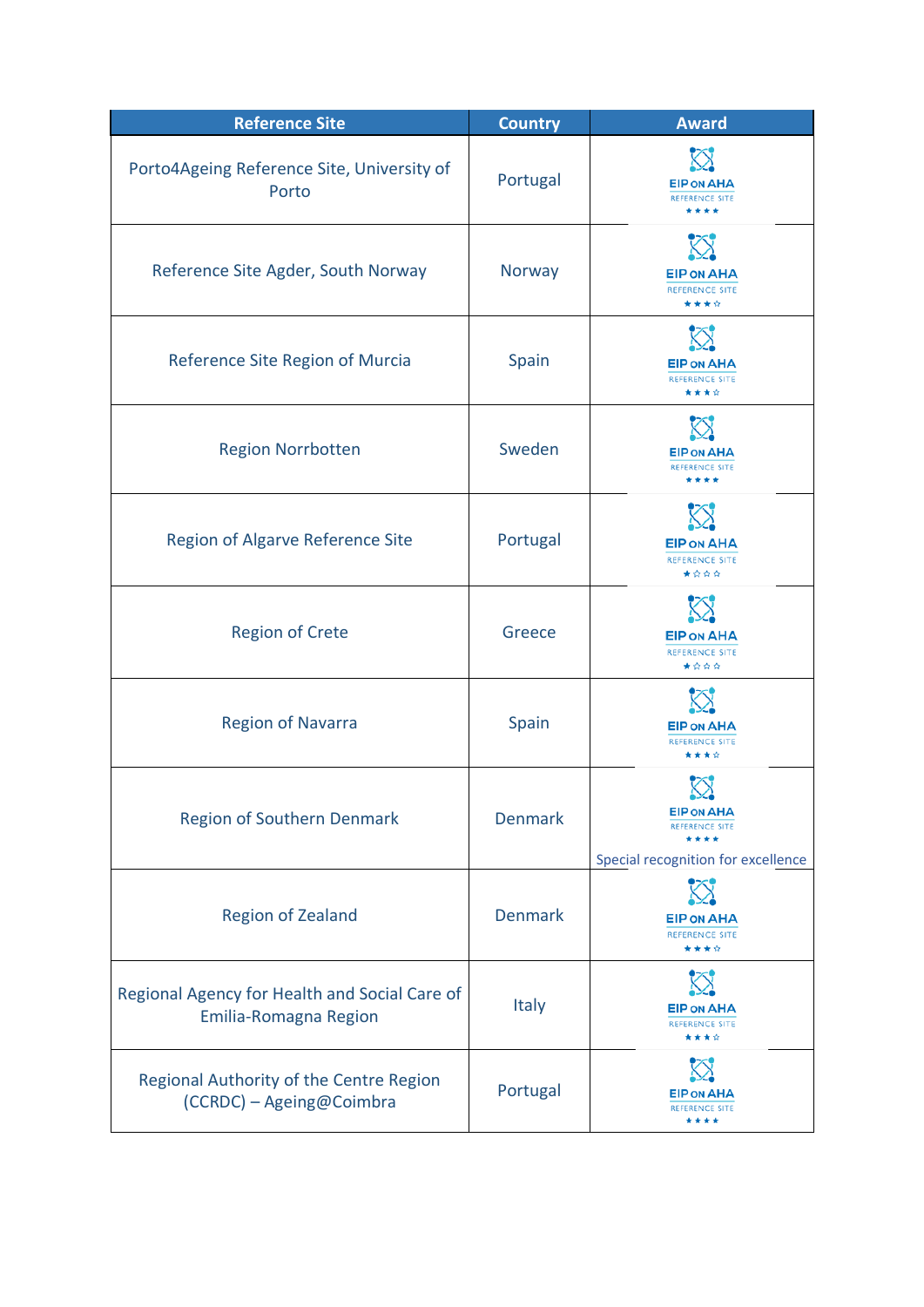| Reference Site | Country | Award |
|---|---|---|
| Porto4Ageing Reference Site, University of Porto | Portugal | EIP ON AHA REFERENCE SITE ★★★★ |
| Reference Site Agder, South Norway | Norway | EIP ON AHA REFERENCE SITE ★★★☆ |
| Reference Site Region of Murcia | Spain | EIP ON AHA REFERENCE SITE ★★★☆ |
| Region Norrbotten | Sweden | EIP ON AHA REFERENCE SITE ★★★★ |
| Region of Algarve Reference Site | Portugal | EIP ON AHA REFERENCE SITE ★☆☆☆ |
| Region of Crete | Greece | EIP ON AHA REFERENCE SITE ★☆☆☆ |
| Region of Navarra | Spain | EIP ON AHA REFERENCE SITE ★★★☆ |
| Region of Southern Denmark | Denmark | EIP ON AHA REFERENCE SITE ★★★★ Special recognition for excellence |
| Region of Zealand | Denmark | EIP ON AHA REFERENCE SITE ★★★☆ |
| Regional Agency for Health and Social Care of Emilia-Romagna Region | Italy | EIP ON AHA REFERENCE SITE ★★★☆ |
| Regional Authority of the Centre Region (CCRDC) – Ageing@Coimbra | Portugal | EIP ON AHA REFERENCE SITE ★★★★ |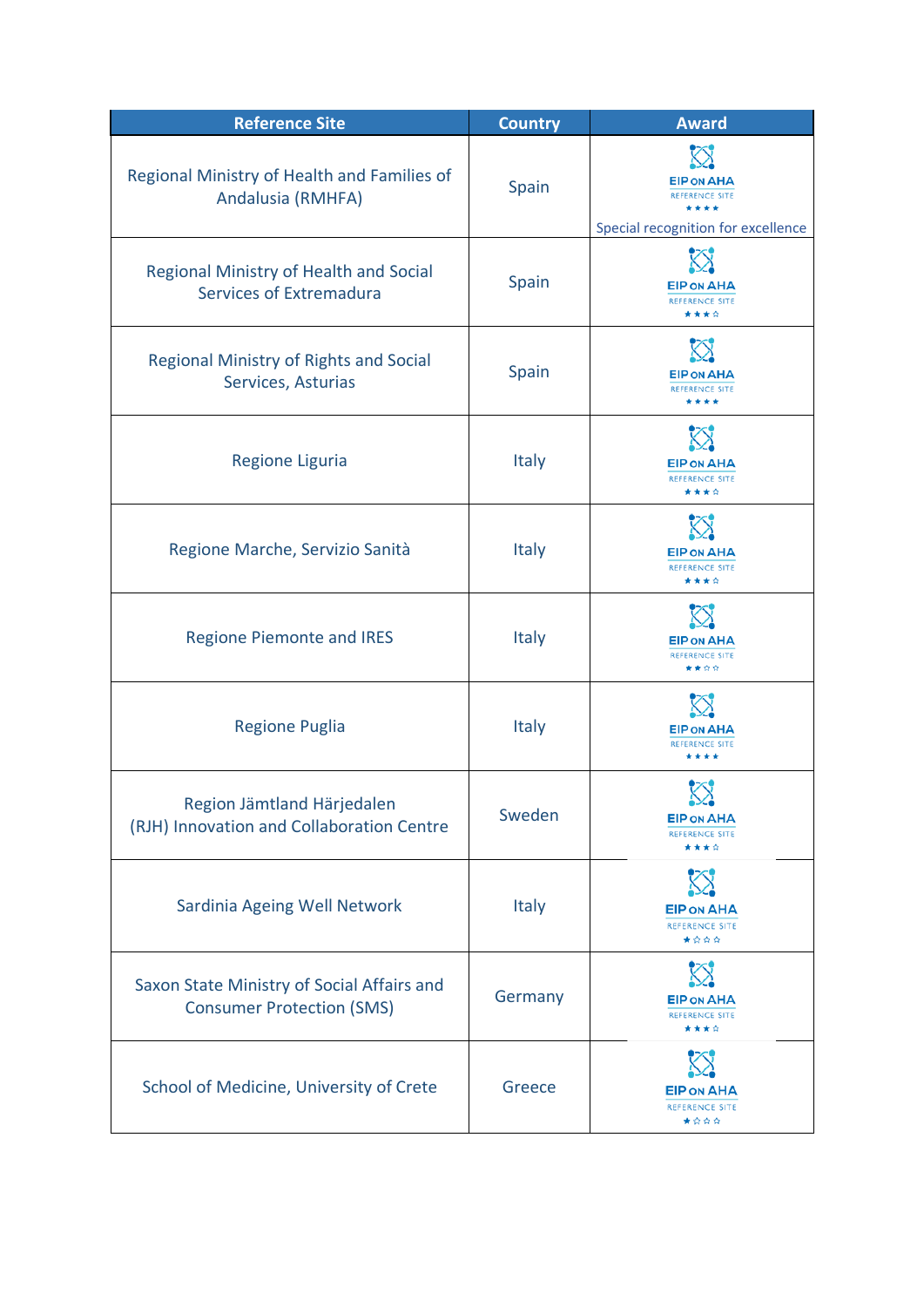| Reference Site | Country | Award |
|---|---|---|
| Regional Ministry of Health and Families of Andalusia (RMHFA) | Spain | EIP ON AHA REFERENCE SITE ★★★★ Special recognition for excellence |
| Regional Ministry of Health and Social Services of Extremadura | Spain | EIP ON AHA REFERENCE SITE ★★★☆ |
| Regional Ministry of Rights and Social Services, Asturias | Spain | EIP ON AHA REFERENCE SITE ★★★★ |
| Regione Liguria | Italy | EIP ON AHA REFERENCE SITE ★★★☆ |
| Regione Marche, Servizio Sanità | Italy | EIP ON AHA REFERENCE SITE ★★★☆ |
| Regione Piemonte and IRES | Italy | EIP ON AHA REFERENCE SITE ★★☆☆ |
| Regione Puglia | Italy | EIP ON AHA REFERENCE SITE ★★★★ |
| Region Jämtland Härjedalen (RJH) Innovation and Collaboration Centre | Sweden | EIP ON AHA REFERENCE SITE ★★★☆ |
| Sardinia Ageing Well Network | Italy | EIP ON AHA REFERENCE SITE ★☆☆☆ |
| Saxon State Ministry of Social Affairs and Consumer Protection (SMS) | Germany | EIP ON AHA REFERENCE SITE ★★★☆ |
| School of Medicine, University of Crete | Greece | EIP ON AHA REFERENCE SITE ★☆☆☆ |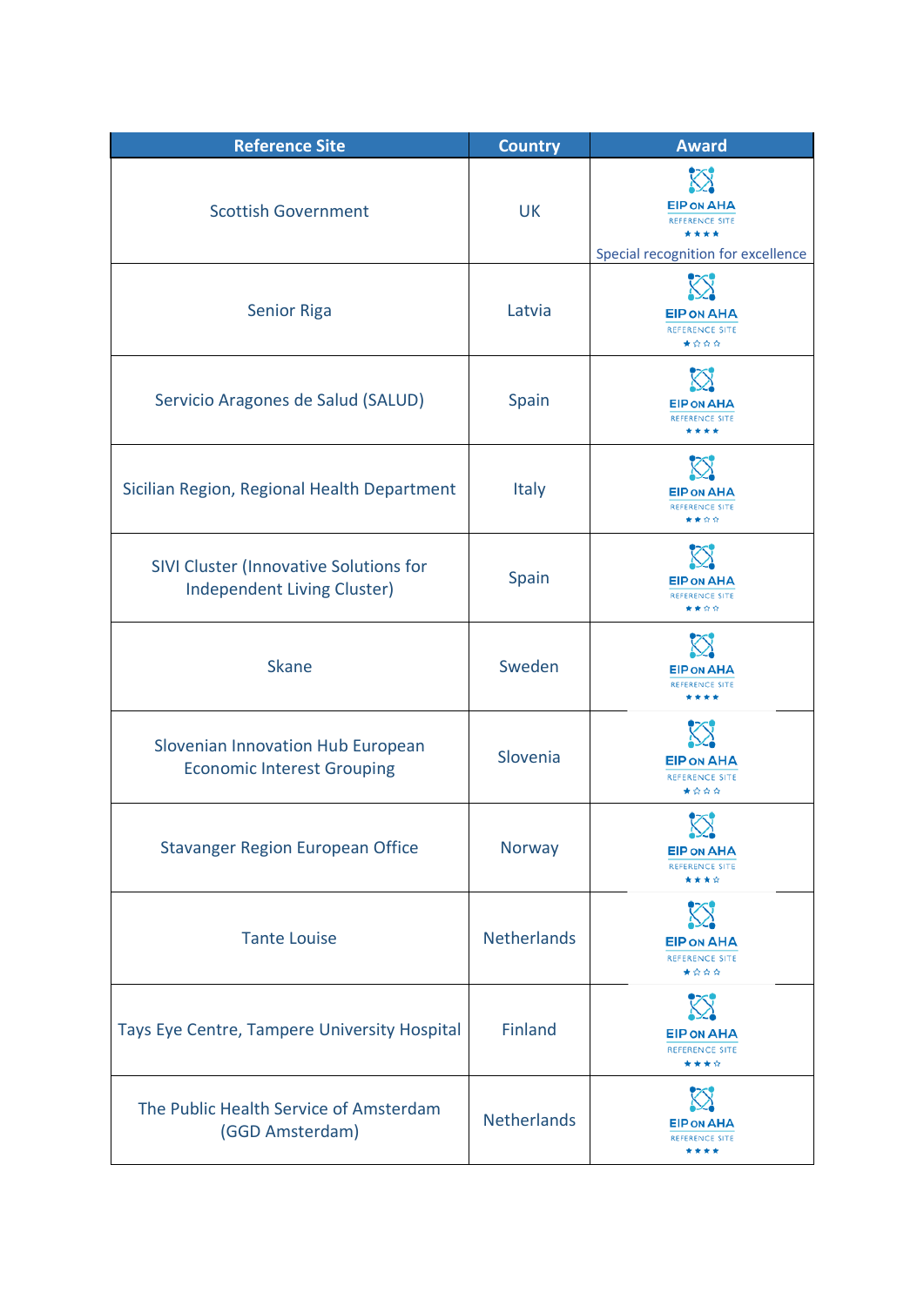| Reference Site | Country | Award |
|---|---|---|
| Scottish Government | UK | EIP ON AHA REFERENCE SITE ★★★★ Special recognition for excellence |
| Senior Riga | Latvia | EIP ON AHA REFERENCE SITE ★☆☆☆ |
| Servicio Aragones de Salud (SALUD) | Spain | EIP ON AHA REFERENCE SITE ★★★★ |
| Sicilian Region, Regional Health Department | Italy | EIP ON AHA REFERENCE SITE ★★☆☆ |
| SIVI Cluster (Innovative Solutions for Independent Living Cluster) | Spain | EIP ON AHA REFERENCE SITE ★★☆☆ |
| Skane | Sweden | EIP ON AHA REFERENCE SITE ★★★★ |
| Slovenian Innovation Hub European Economic Interest Grouping | Slovenia | EIP ON AHA REFERENCE SITE ★☆☆☆ |
| Stavanger Region European Office | Norway | EIP ON AHA REFERENCE SITE ★★★☆ |
| Tante Louise | Netherlands | EIP ON AHA REFERENCE SITE ★☆☆☆ |
| Tays Eye Centre, Tampere University Hospital | Finland | EIP ON AHA REFERENCE SITE ★★★☆ |
| The Public Health Service of Amsterdam (GGD Amsterdam) | Netherlands | EIP ON AHA REFERENCE SITE ★★★★ |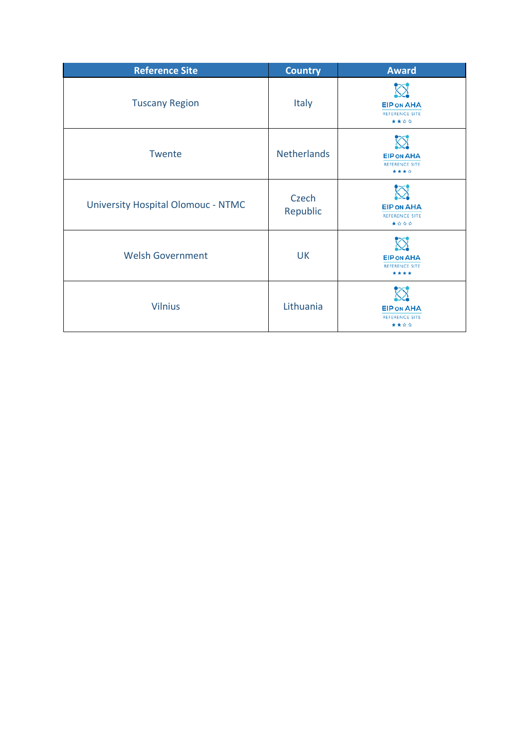| Reference Site | Country | Award |
| --- | --- | --- |
| Tuscany Region | Italy | EIP ON AHA REFERENCE SITE ★★☆☆ |
| Twente | Netherlands | EIP ON AHA REFERENCE SITE ★★★☆ |
| University Hospital Olomouc - NTMC | Czech Republic | EIP ON AHA REFERENCE SITE ★☆☆☆ |
| Welsh Government | UK | EIP ON AHA REFERENCE SITE ★★★★ |
| Vilnius | Lithuania | EIP ON AHA REFERENCE SITE ★★☆☆ |